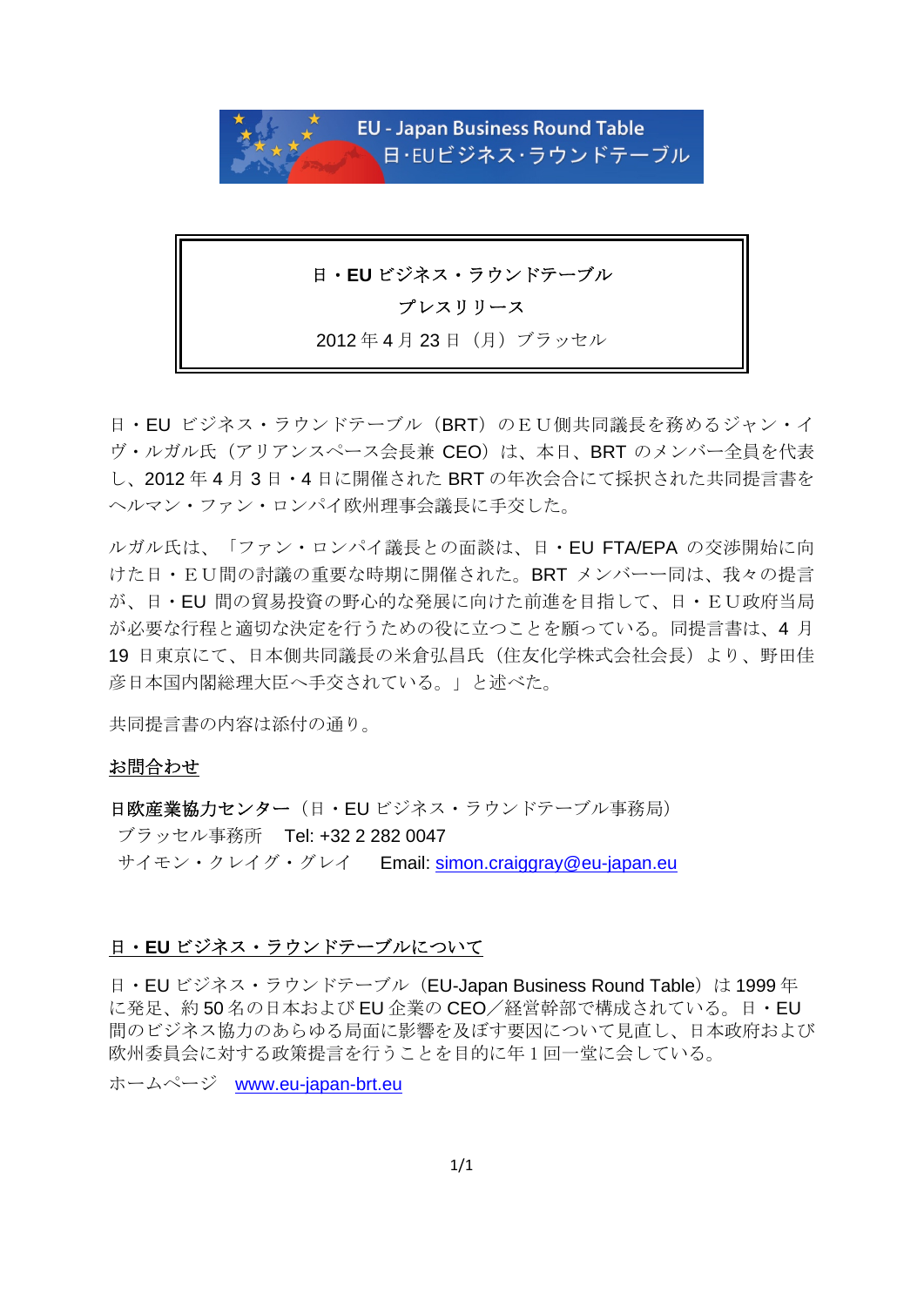EU - Japan Business Round Table
日･EUビジネス･ラウンドテーブル

**日・EU ビジネス・ラウンドテーブル**

**プレスリリース**

2012 年 4 月 23 日（月）ブラッセル

日・EU ビジネス・ラウンドテーブル（BRT）のＥＵ側共同議長を務めるジャン・イヴ・ルガル氏（アリアンスペース会長兼 CEO）は、本日、BRT のメンバー全員を代表し、2012 年 4 月 3 日・4 日に開催された BRT の年次会合にて採択された共同提言書をヘルマン・ファン・ロンパイ欧州理事会議長に手交した。

ルガル氏は、「ファン・ロンパイ議長との面談は、日・EU FTA/EPA の交渉開始に向けた日・ＥＵ間の討議の重要な時期に開催された。BRT メンバー一同は、我々の提言が、日・EU 間の貿易投資の野心的な発展に向けた前進を目指して、日・ＥＵ政府当局が必要な行程と適切な決定を行うための役に立つことを願っている。同提言書は、4 月 19 日東京にて、日本側共同議長の米倉弘昌氏（住友化学株式会社会長）より、野田佳彦日本国内閣総理大臣へ手交されている。」と述べた。

共同提言書の内容は添付の通り。

**お問合わせ**

**日欧産業協力センター**（日・EU ビジネス・ラウンドテーブル事務局）
ブラッセル事務所　Tel: +32 2 282 0047
サイモン・クレイグ・グレイ　Email: simon.craiggray@eu-japan.eu

**日・EU ビジネス・ラウンドテーブルについて**

日・EU ビジネス・ラウンドテーブル（EU-Japan Business Round Table）は 1999 年に発足、約 50 名の日本および EU 企業の CEO／経営幹部で構成されている。日・EU 間のビジネス協力のあらゆる局面に影響を及ぼす要因について見直し、日本政府および欧州委員会に対する政策提言を行うことを目的に年 1 回一堂に会している。

ホームページ　www.eu-japan-brt.eu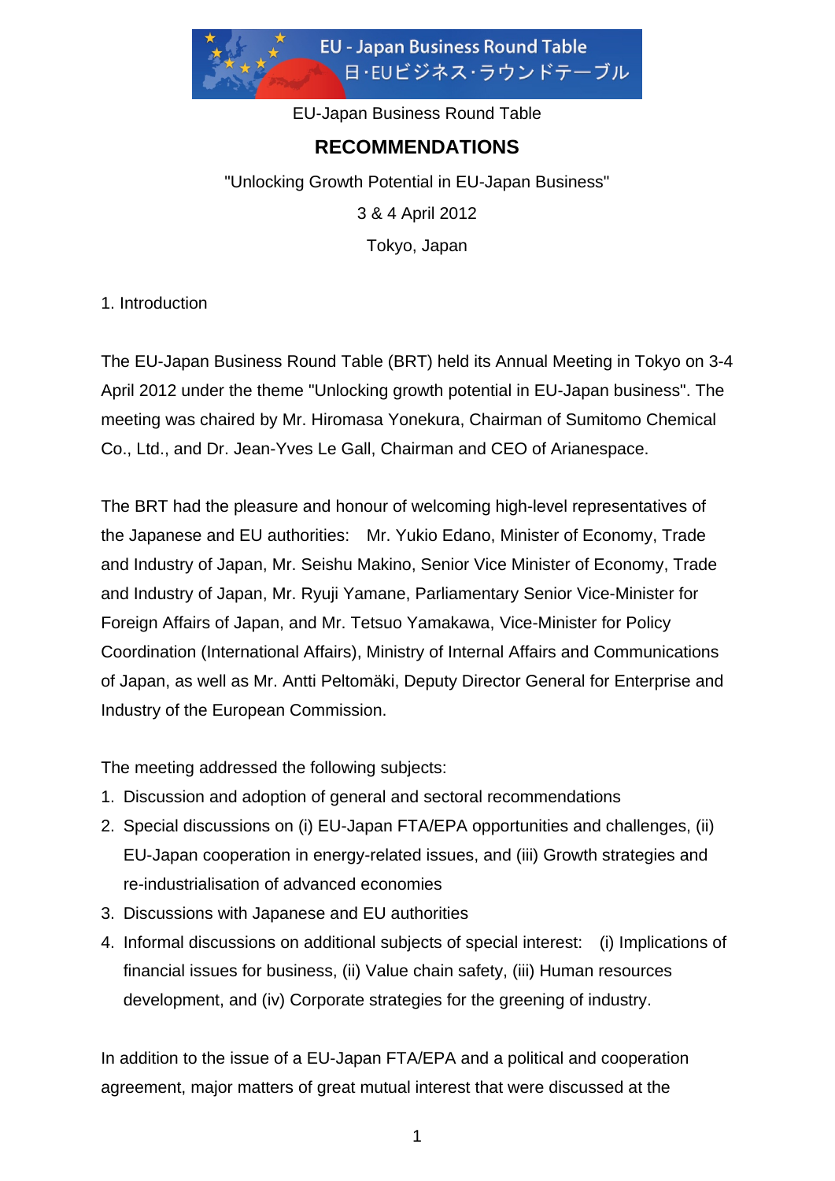EU - Japan Business Round Table
日・EUビジネス・ラウンドテーブル

EU-Japan Business Round Table

# RECOMMENDATIONS

"Unlocking Growth Potential in EU-Japan Business"

3 & 4 April 2012

Tokyo, Japan

## 1. Introduction

The EU-Japan Business Round Table (BRT) held its Annual Meeting in Tokyo on 3-4 April 2012 under the theme "Unlocking growth potential in EU-Japan business". The meeting was chaired by Mr. Hiromasa Yonekura, Chairman of Sumitomo Chemical Co., Ltd., and Dr. Jean-Yves Le Gall, Chairman and CEO of Arianespace.

The BRT had the pleasure and honour of welcoming high-level representatives of the Japanese and EU authorities: Mr. Yukio Edano, Minister of Economy, Trade and Industry of Japan, Mr. Seishu Makino, Senior Vice Minister of Economy, Trade and Industry of Japan, Mr. Ryuji Yamane, Parliamentary Senior Vice-Minister for Foreign Affairs of Japan, and Mr. Tetsuo Yamakawa, Vice-Minister for Policy Coordination (International Affairs), Ministry of Internal Affairs and Communications of Japan, as well as Mr. Antti Peltomäki, Deputy Director General for Enterprise and Industry of the European Commission.

The meeting addressed the following subjects:

1. Discussion and adoption of general and sectoral recommendations
2. Special discussions on (i) EU-Japan FTA/EPA opportunities and challenges, (ii) EU-Japan cooperation in energy-related issues, and (iii) Growth strategies and re-industrialisation of advanced economies
3. Discussions with Japanese and EU authorities
4. Informal discussions on additional subjects of special interest: (i) Implications of financial issues for business, (ii) Value chain safety, (iii) Human resources development, and (iv) Corporate strategies for the greening of industry.

In addition to the issue of a EU-Japan FTA/EPA and a political and cooperation agreement, major matters of great mutual interest that were discussed at the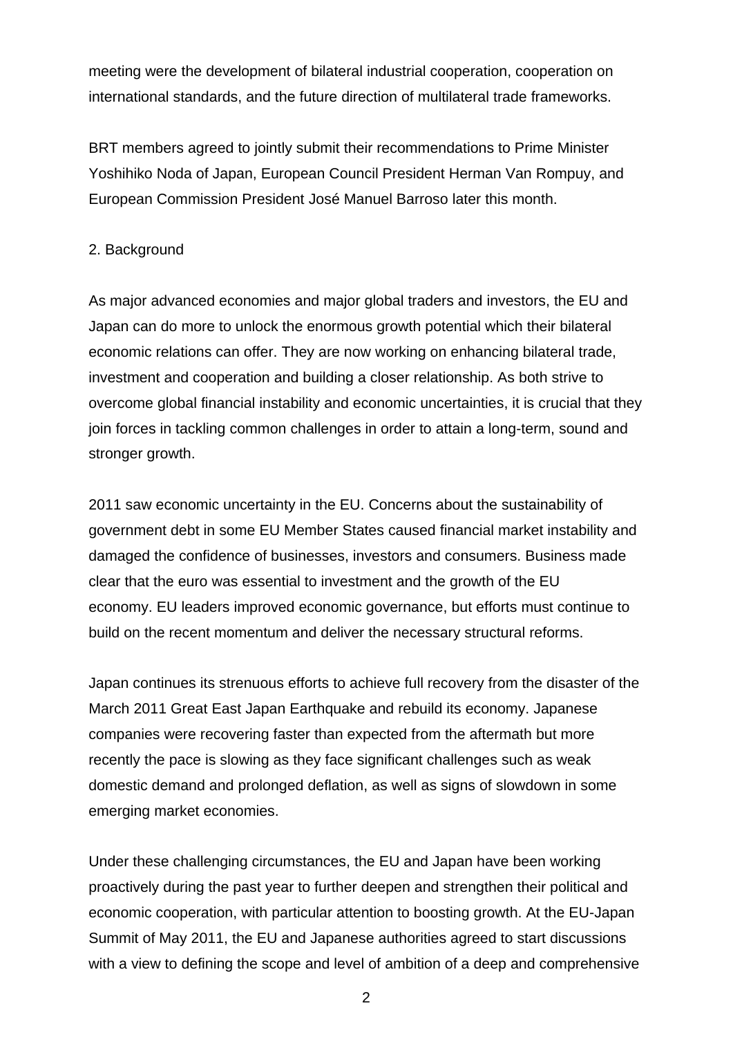meeting were the development of bilateral industrial cooperation, cooperation on international standards, and the future direction of multilateral trade frameworks.

BRT members agreed to jointly submit their recommendations to Prime Minister Yoshihiko Noda of Japan, European Council President Herman Van Rompuy, and European Commission President José Manuel Barroso later this month.

## 2. Background

As major advanced economies and major global traders and investors, the EU and Japan can do more to unlock the enormous growth potential which their bilateral economic relations can offer. They are now working on enhancing bilateral trade, investment and cooperation and building a closer relationship. As both strive to overcome global financial instability and economic uncertainties, it is crucial that they join forces in tackling common challenges in order to attain a long-term, sound and stronger growth.

2011 saw economic uncertainty in the EU. Concerns about the sustainability of government debt in some EU Member States caused financial market instability and damaged the confidence of businesses, investors and consumers. Business made clear that the euro was essential to investment and the growth of the EU economy. EU leaders improved economic governance, but efforts must continue to build on the recent momentum and deliver the necessary structural reforms.

Japan continues its strenuous efforts to achieve full recovery from the disaster of the March 2011 Great East Japan Earthquake and rebuild its economy. Japanese companies were recovering faster than expected from the aftermath but more recently the pace is slowing as they face significant challenges such as weak domestic demand and prolonged deflation, as well as signs of slowdown in some emerging market economies.

Under these challenging circumstances, the EU and Japan have been working proactively during the past year to further deepen and strengthen their political and economic cooperation, with particular attention to boosting growth. At the EU-Japan Summit of May 2011, the EU and Japanese authorities agreed to start discussions with a view to defining the scope and level of ambition of a deep and comprehensive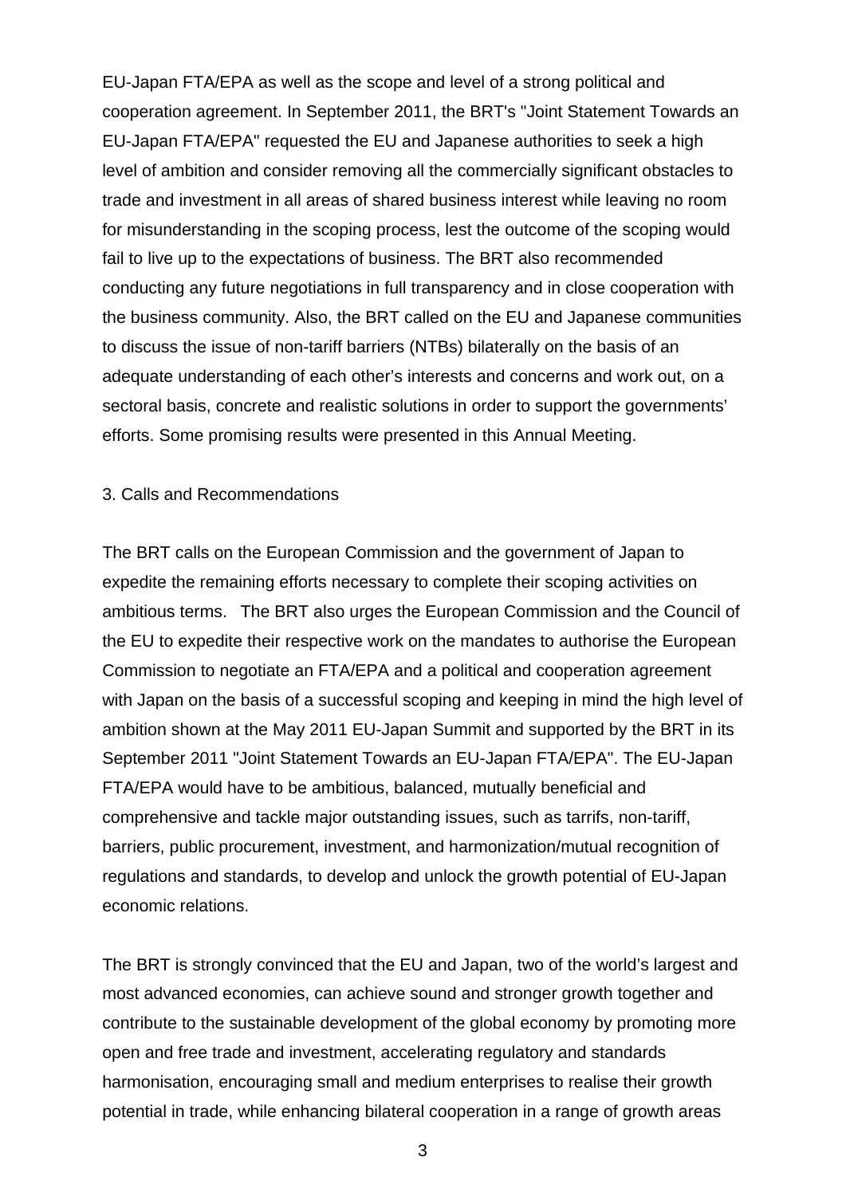EU-Japan FTA/EPA as well as the scope and level of a strong political and cooperation agreement. In September 2011, the BRT's "Joint Statement Towards an EU-Japan FTA/EPA" requested the EU and Japanese authorities to seek a high level of ambition and consider removing all the commercially significant obstacles to trade and investment in all areas of shared business interest while leaving no room for misunderstanding in the scoping process, lest the outcome of the scoping would fail to live up to the expectations of business. The BRT also recommended conducting any future negotiations in full transparency and in close cooperation with the business community. Also, the BRT called on the EU and Japanese communities to discuss the issue of non-tariff barriers (NTBs) bilaterally on the basis of an adequate understanding of each other's interests and concerns and work out, on a sectoral basis, concrete and realistic solutions in order to support the governments' efforts. Some promising results were presented in this Annual Meeting.

## 3. Calls and Recommendations

The BRT calls on the European Commission and the government of Japan to expedite the remaining efforts necessary to complete their scoping activities on ambitious terms. The BRT also urges the European Commission and the Council of the EU to expedite their respective work on the mandates to authorise the European Commission to negotiate an FTA/EPA and a political and cooperation agreement with Japan on the basis of a successful scoping and keeping in mind the high level of ambition shown at the May 2011 EU-Japan Summit and supported by the BRT in its September 2011 "Joint Statement Towards an EU-Japan FTA/EPA". The EU-Japan FTA/EPA would have to be ambitious, balanced, mutually beneficial and comprehensive and tackle major outstanding issues, such as tarrifs, non-tariff, barriers, public procurement, investment, and harmonization/mutual recognition of regulations and standards, to develop and unlock the growth potential of EU-Japan economic relations.

The BRT is strongly convinced that the EU and Japan, two of the world's largest and most advanced economies, can achieve sound and stronger growth together and contribute to the sustainable development of the global economy by promoting more open and free trade and investment, accelerating regulatory and standards harmonisation, encouraging small and medium enterprises to realise their growth potential in trade, while enhancing bilateral cooperation in a range of growth areas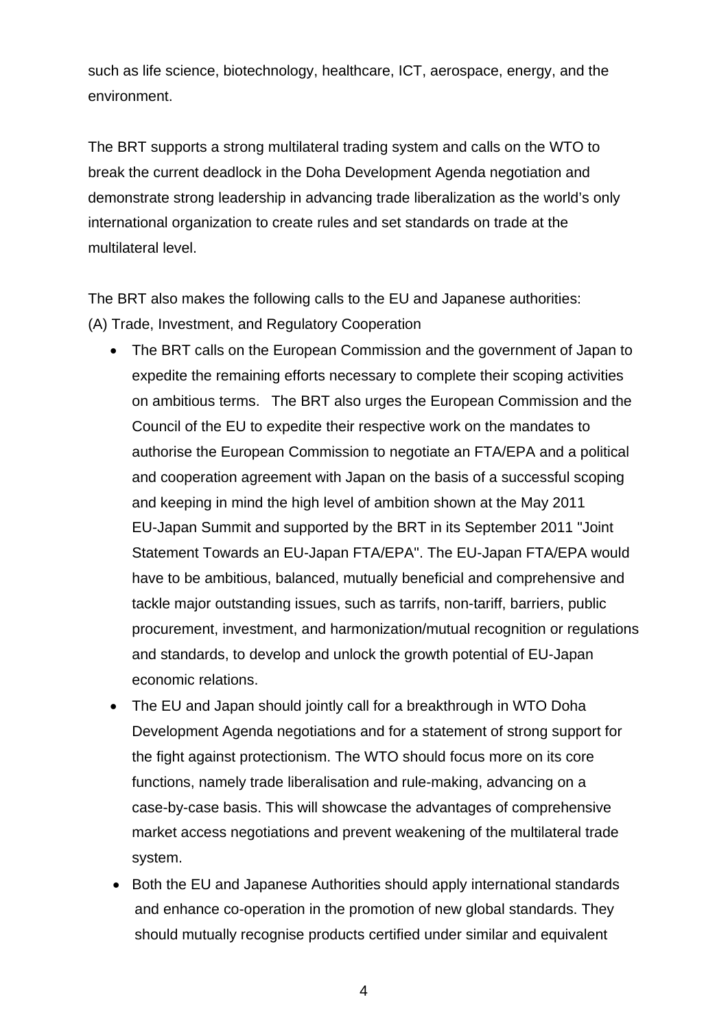such as life science, biotechnology, healthcare, ICT, aerospace, energy, and the environment.

The BRT supports a strong multilateral trading system and calls on the WTO to break the current deadlock in the Doha Development Agenda negotiation and demonstrate strong leadership in advancing trade liberalization as the world's only international organization to create rules and set standards on trade at the multilateral level.

The BRT also makes the following calls to the EU and Japanese authorities:

(A) Trade, Investment, and Regulatory Cooperation

- The BRT calls on the European Commission and the government of Japan to expedite the remaining efforts necessary to complete their scoping activities on ambitious terms. The BRT also urges the European Commission and the Council of the EU to expedite their respective work on the mandates to authorise the European Commission to negotiate an FTA/EPA and a political and cooperation agreement with Japan on the basis of a successful scoping and keeping in mind the high level of ambition shown at the May 2011 EU-Japan Summit and supported by the BRT in its September 2011 "Joint Statement Towards an EU-Japan FTA/EPA". The EU-Japan FTA/EPA would have to be ambitious, balanced, mutually beneficial and comprehensive and tackle major outstanding issues, such as tarrifs, non-tariff, barriers, public procurement, investment, and harmonization/mutual recognition or regulations and standards, to develop and unlock the growth potential of EU-Japan economic relations.
- The EU and Japan should jointly call for a breakthrough in WTO Doha Development Agenda negotiations and for a statement of strong support for the fight against protectionism. The WTO should focus more on its core functions, namely trade liberalisation and rule-making, advancing on a case-by-case basis. This will showcase the advantages of comprehensive market access negotiations and prevent weakening of the multilateral trade system.
- Both the EU and Japanese Authorities should apply international standards and enhance co-operation in the promotion of new global standards. They should mutually recognise products certified under similar and equivalent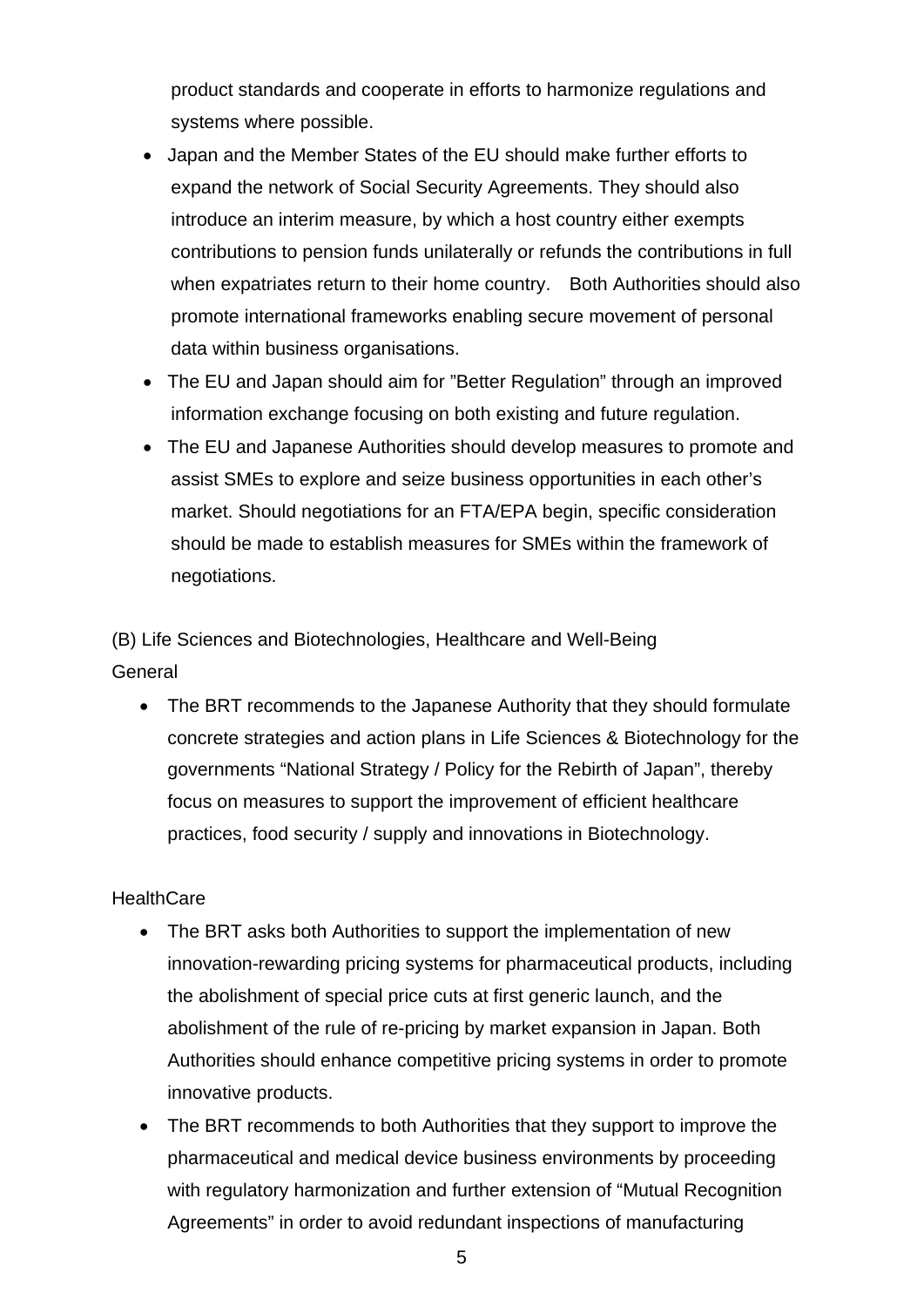product standards and cooperate in efforts to harmonize regulations and systems where possible.

- Japan and the Member States of the EU should make further efforts to expand the network of Social Security Agreements. They should also introduce an interim measure, by which a host country either exempts contributions to pension funds unilaterally or refunds the contributions in full when expatriates return to their home country. Both Authorities should also promote international frameworks enabling secure movement of personal data within business organisations.
- The EU and Japan should aim for "Better Regulation" through an improved information exchange focusing on both existing and future regulation.
- The EU and Japanese Authorities should develop measures to promote and assist SMEs to explore and seize business opportunities in each other's market. Should negotiations for an FTA/EPA begin, specific consideration should be made to establish measures for SMEs within the framework of negotiations.

(B) Life Sciences and Biotechnologies, Healthcare and Well-Being

General

- The BRT recommends to the Japanese Authority that they should formulate concrete strategies and action plans in Life Sciences & Biotechnology for the governments "National Strategy / Policy for the Rebirth of Japan", thereby focus on measures to support the improvement of efficient healthcare practices, food security / supply and innovations in Biotechnology.

HealthCare

- The BRT asks both Authorities to support the implementation of new innovation-rewarding pricing systems for pharmaceutical products, including the abolishment of special price cuts at first generic launch, and the abolishment of the rule of re-pricing by market expansion in Japan. Both Authorities should enhance competitive pricing systems in order to promote innovative products.
- The BRT recommends to both Authorities that they support to improve the pharmaceutical and medical device business environments by proceeding with regulatory harmonization and further extension of "Mutual Recognition Agreements" in order to avoid redundant inspections of manufacturing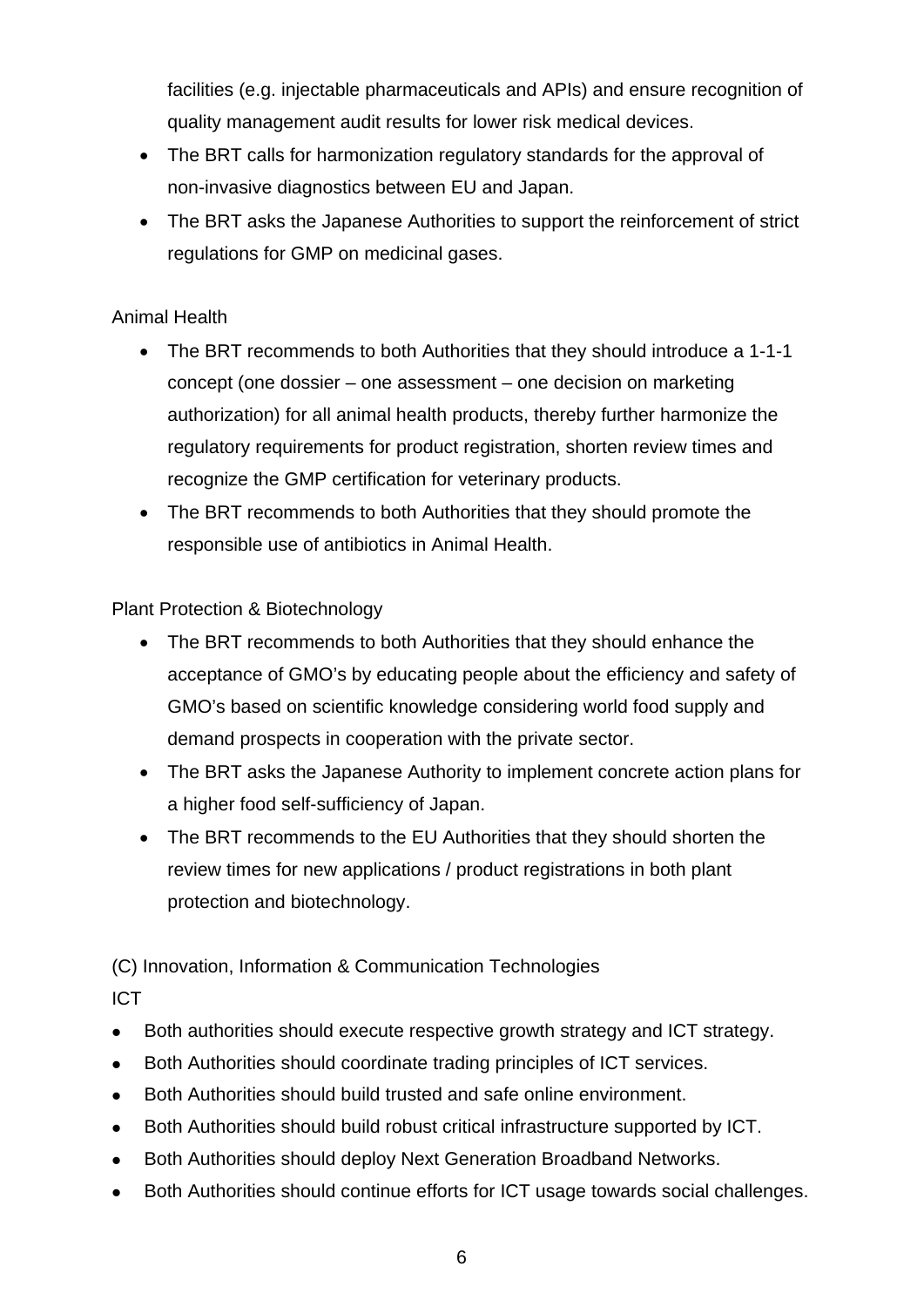facilities (e.g. injectable pharmaceuticals and APIs) and ensure recognition of quality management audit results for lower risk medical devices.

- The BRT calls for harmonization regulatory standards for the approval of non-invasive diagnostics between EU and Japan.
- The BRT asks the Japanese Authorities to support the reinforcement of strict regulations for GMP on medicinal gases.

Animal Health

- The BRT recommends to both Authorities that they should introduce a 1-1-1 concept (one dossier – one assessment – one decision on marketing authorization) for all animal health products, thereby further harmonize the regulatory requirements for product registration, shorten review times and recognize the GMP certification for veterinary products.
- The BRT recommends to both Authorities that they should promote the responsible use of antibiotics in Animal Health.

Plant Protection & Biotechnology

- The BRT recommends to both Authorities that they should enhance the acceptance of GMO's by educating people about the efficiency and safety of GMO's based on scientific knowledge considering world food supply and demand prospects in cooperation with the private sector.
- The BRT asks the Japanese Authority to implement concrete action plans for a higher food self-sufficiency of Japan.
- The BRT recommends to the EU Authorities that they should shorten the review times for new applications / product registrations in both plant protection and biotechnology.

(C) Innovation, Information & Communication Technologies

ICT

- Both authorities should execute respective growth strategy and ICT strategy.
- Both Authorities should coordinate trading principles of ICT services.
- Both Authorities should build trusted and safe online environment.
- Both Authorities should build robust critical infrastructure supported by ICT.
- Both Authorities should deploy Next Generation Broadband Networks.
- Both Authorities should continue efforts for ICT usage towards social challenges.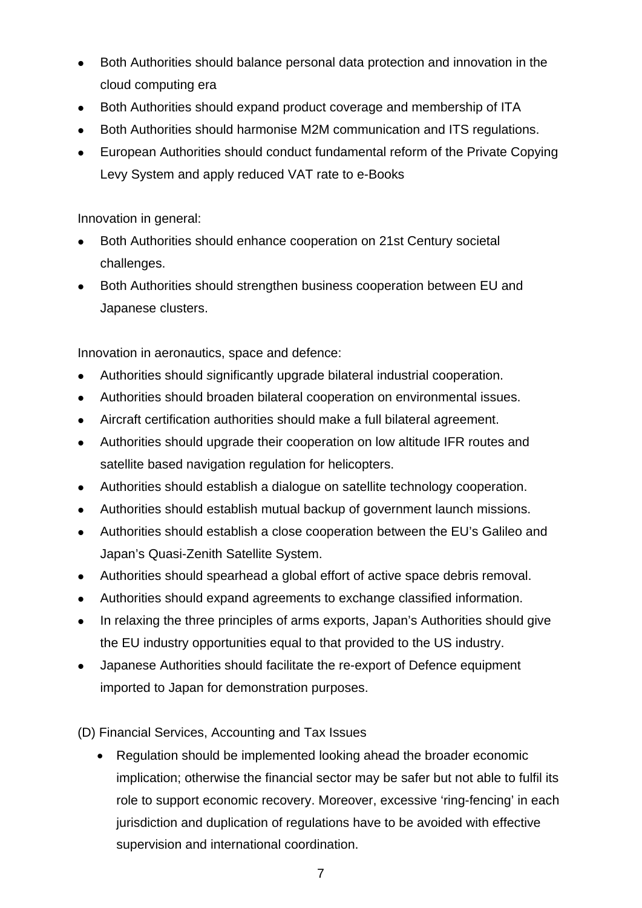- Both Authorities should balance personal data protection and innovation in the cloud computing era
- Both Authorities should expand product coverage and membership of ITA
- Both Authorities should harmonise M2M communication and ITS regulations.
- European Authorities should conduct fundamental reform of the Private Copying Levy System and apply reduced VAT rate to e-Books

Innovation in general:

- Both Authorities should enhance cooperation on 21st Century societal challenges.
- Both Authorities should strengthen business cooperation between EU and Japanese clusters.

Innovation in aeronautics, space and defence:

- Authorities should significantly upgrade bilateral industrial cooperation.
- Authorities should broaden bilateral cooperation on environmental issues.
- Aircraft certification authorities should make a full bilateral agreement.
- Authorities should upgrade their cooperation on low altitude IFR routes and satellite based navigation regulation for helicopters.
- Authorities should establish a dialogue on satellite technology cooperation.
- Authorities should establish mutual backup of government launch missions.
- Authorities should establish a close cooperation between the EU's Galileo and Japan's Quasi-Zenith Satellite System.
- Authorities should spearhead a global effort of active space debris removal.
- Authorities should expand agreements to exchange classified information.
- In relaxing the three principles of arms exports, Japan's Authorities should give the EU industry opportunities equal to that provided to the US industry.
- Japanese Authorities should facilitate the re-export of Defence equipment imported to Japan for demonstration purposes.

(D) Financial Services, Accounting and Tax Issues

- Regulation should be implemented looking ahead the broader economic implication; otherwise the financial sector may be safer but not able to fulfil its role to support economic recovery. Moreover, excessive 'ring-fencing' in each jurisdiction and duplication of regulations have to be avoided with effective supervision and international coordination.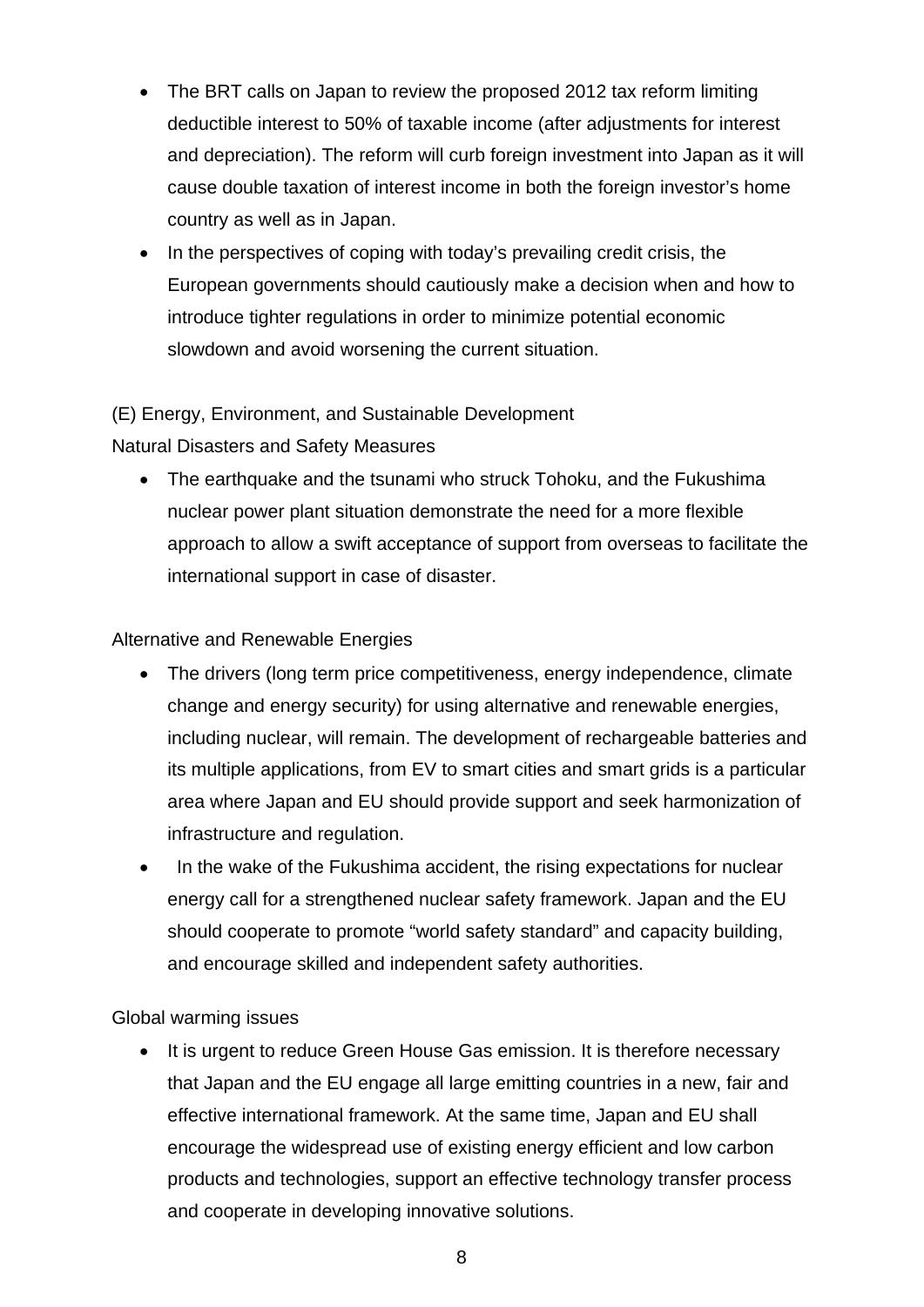- The BRT calls on Japan to review the proposed 2012 tax reform limiting deductible interest to 50% of taxable income (after adjustments for interest and depreciation). The reform will curb foreign investment into Japan as it will cause double taxation of interest income in both the foreign investor's home country as well as in Japan.
- In the perspectives of coping with today's prevailing credit crisis, the European governments should cautiously make a decision when and how to introduce tighter regulations in order to minimize potential economic slowdown and avoid worsening the current situation.

(E) Energy, Environment, and Sustainable Development

Natural Disasters and Safety Measures

- The earthquake and the tsunami who struck Tohoku, and the Fukushima nuclear power plant situation demonstrate the need for a more flexible approach to allow a swift acceptance of support from overseas to facilitate the international support in case of disaster.

Alternative and Renewable Energies

- The drivers (long term price competitiveness, energy independence, climate change and energy security) for using alternative and renewable energies, including nuclear, will remain. The development of rechargeable batteries and its multiple applications, from EV to smart cities and smart grids is a particular area where Japan and EU should provide support and seek harmonization of infrastructure and regulation.
- In the wake of the Fukushima accident, the rising expectations for nuclear energy call for a strengthened nuclear safety framework. Japan and the EU should cooperate to promote "world safety standard" and capacity building, and encourage skilled and independent safety authorities.

Global warming issues

- It is urgent to reduce Green House Gas emission. It is therefore necessary that Japan and the EU engage all large emitting countries in a new, fair and effective international framework. At the same time, Japan and EU shall encourage the widespread use of existing energy efficient and low carbon products and technologies, support an effective technology transfer process and cooperate in developing innovative solutions.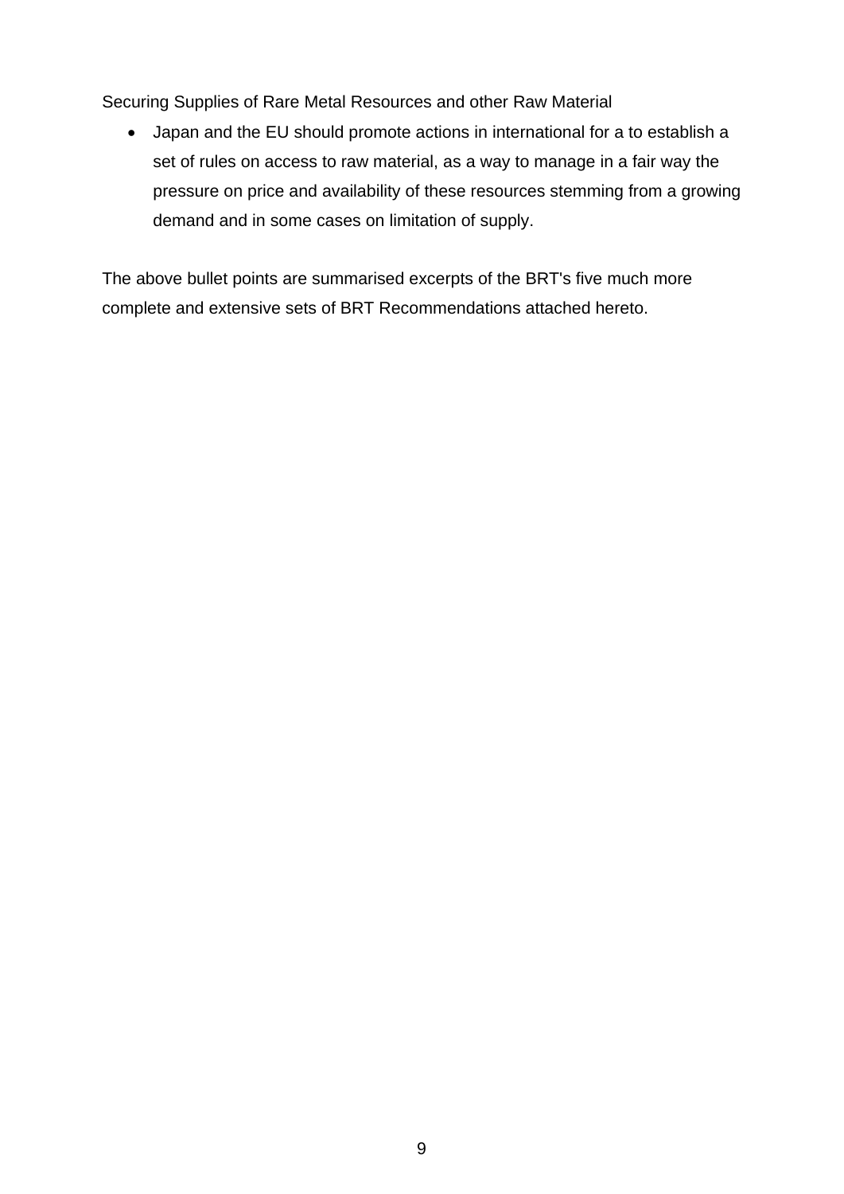Securing Supplies of Rare Metal Resources and other Raw Material

- Japan and the EU should promote actions in international for a to establish a set of rules on access to raw material, as a way to manage in a fair way the pressure on price and availability of these resources stemming from a growing demand and in some cases on limitation of supply.

The above bullet points are summarised excerpts of the BRT's five much more complete and extensive sets of BRT Recommendations attached hereto.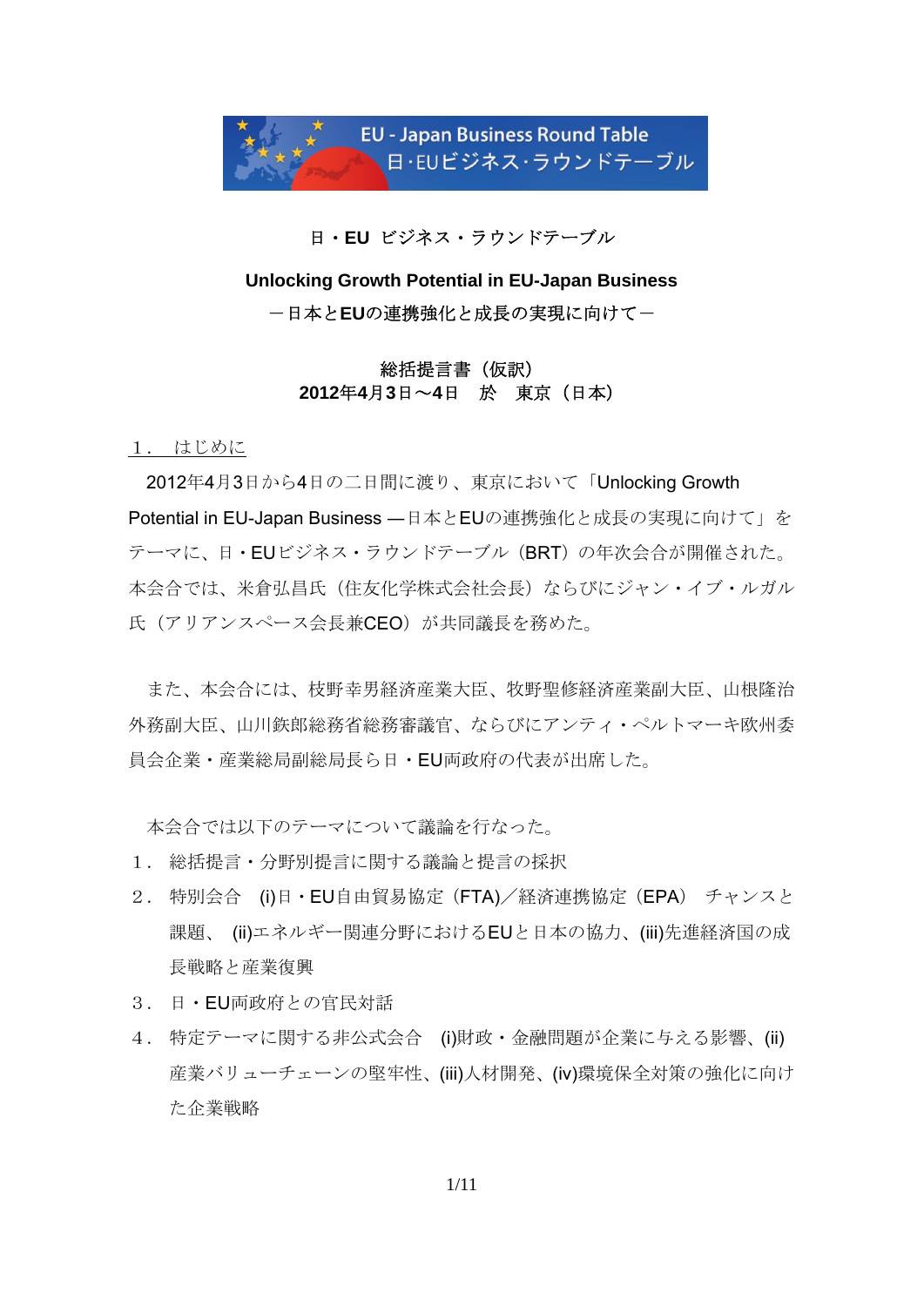日・EU ビジネス・ラウンドテーブル

**Unlocking Growth Potential in EU-Japan Business**

**－日本とEUの連携強化と成長の実現に向けて－**

**総括提言書（仮訳）**

**2012年4月3日～4日　於　東京（日本）**

## １．はじめに

2012年4月3日から4日の二日間に渡り、東京において「Unlocking Growth Potential in EU-Japan Business —日本とEUの連携強化と成長の実現に向けて」をテーマに、日・EUビジネス・ラウンドテーブル（BRT）の年次会合が開催された。本会合では、米倉弘昌氏（住友化学株式会社会長）ならびにジャン・イブ・ルガル氏（アリアンスペース会長兼CEO）が共同議長を務めた。

また、本会合には、枝野幸男経済産業大臣、牧野聖修経済産業副大臣、山根隆治外務副大臣、山川鉄郎総務省総務審議官、ならびにアンティ・ペルトマーキ欧州委員会企業・産業総局副総局長ら日・EU両政府の代表が出席した。

本会合では以下のテーマについて議論を行なった。

1. 総括提言・分野別提言に関する議論と提言の採択
2. 特別会合　(i)日・EU自由貿易協定（FTA)／経済連携協定（EPA）チャンスと課題、(ii)エネルギー関連分野におけるEUと日本の協力、(iii)先進経済国の成長戦略と産業復興
3. 日・EU両政府との官民対話
4. 特定テーマに関する非公式会合　(i)財政・金融問題が企業に与える影響、(ii)産業バリューチェーンの堅牢性、(iii)人材開発、(iv)環境保全対策の強化に向けた企業戦略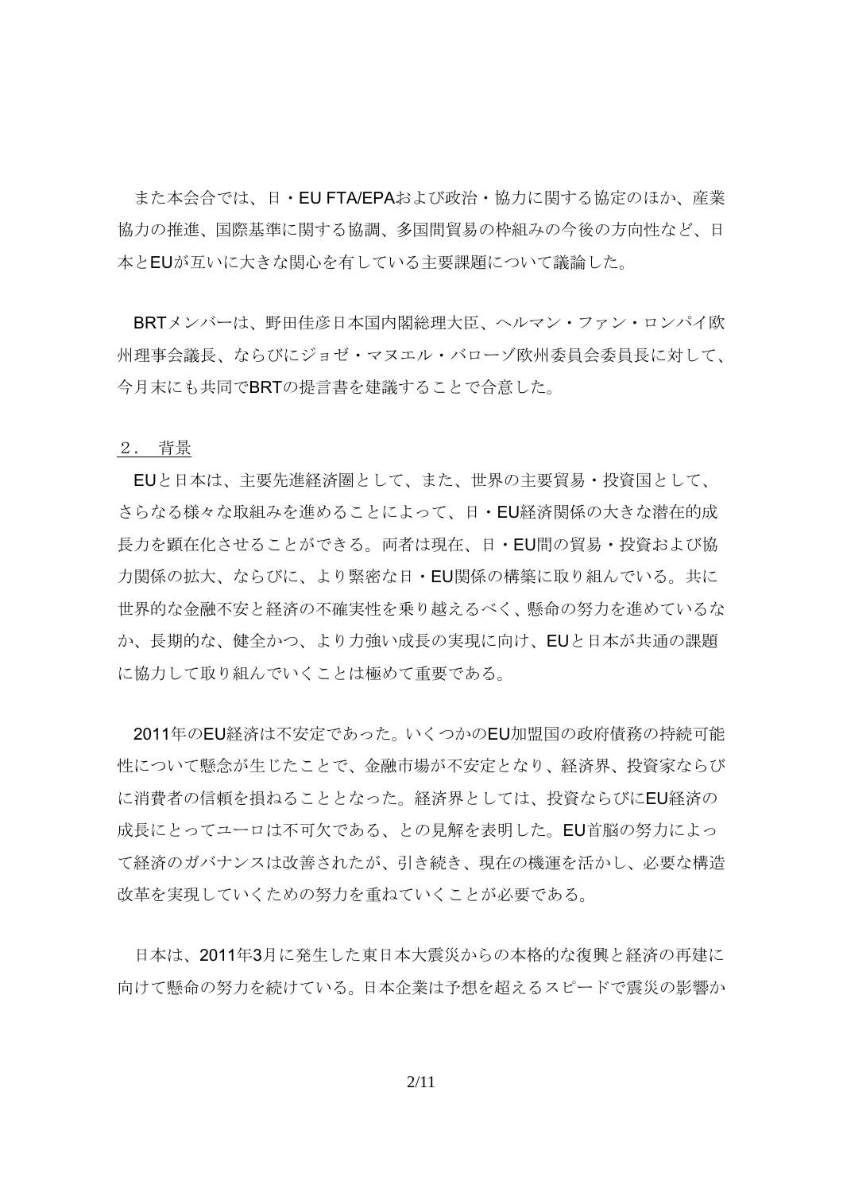また本会合では、日・EU FTA/EPAおよび政治・協力に関する協定のほか、産業協力の推進、国際基準に関する協調、多国間貿易の枠組みの今後の方向性など、日本とEUが互いに大きな関心を有している主要課題について議論した。

BRTメンバーは、野田佳彦日本国内閣総理大臣、ヘルマン・ファン・ロンパイ欧州理事会議長、ならびにジョゼ・マヌエル・バローゾ欧州委員会委員長に対して、今月末にも共同でBRTの提言書を建議することで合意した。

## ２． 背景

EUと日本は、主要先進経済圏として、また、世界の主要貿易・投資国として、さらなる様々な取組みを進めることによって、日・EU経済関係の大きな潜在的成長力を顕在化させることができる。両者は現在、日・EU間の貿易・投資および協力関係の拡大、ならびに、より緊密な日・EU関係の構築に取り組んでいる。共に世界的な金融不安と経済の不確実性を乗り越えるべく、懸命の努力を進めているなか、長期的な、健全かつ、より力強い成長の実現に向け、EUと日本が共通の課題に協力して取り組んでいくことは極めて重要である。

2011年のEU経済は不安定であった。いくつかのEU加盟国の政府債務の持続可能性について懸念が生じたことで、金融市場が不安定となり、経済界、投資家ならびに消費者の信頼を損ねることとなった。経済界としては、投資ならびにEU経済の成長にとってユーロは不可欠である、との見解を表明した。EU首脳の努力によって経済のガバナンスは改善されたが、引き続き、現在の機運を活かし、必要な構造改革を実現していくための努力を重ねていくことが必要である。

日本は、2011年3月に発生した東日本大震災からの本格的な復興と経済の再建に向けて懸命の努力を続けている。日本企業は予想を超えるスピードで震災の影響か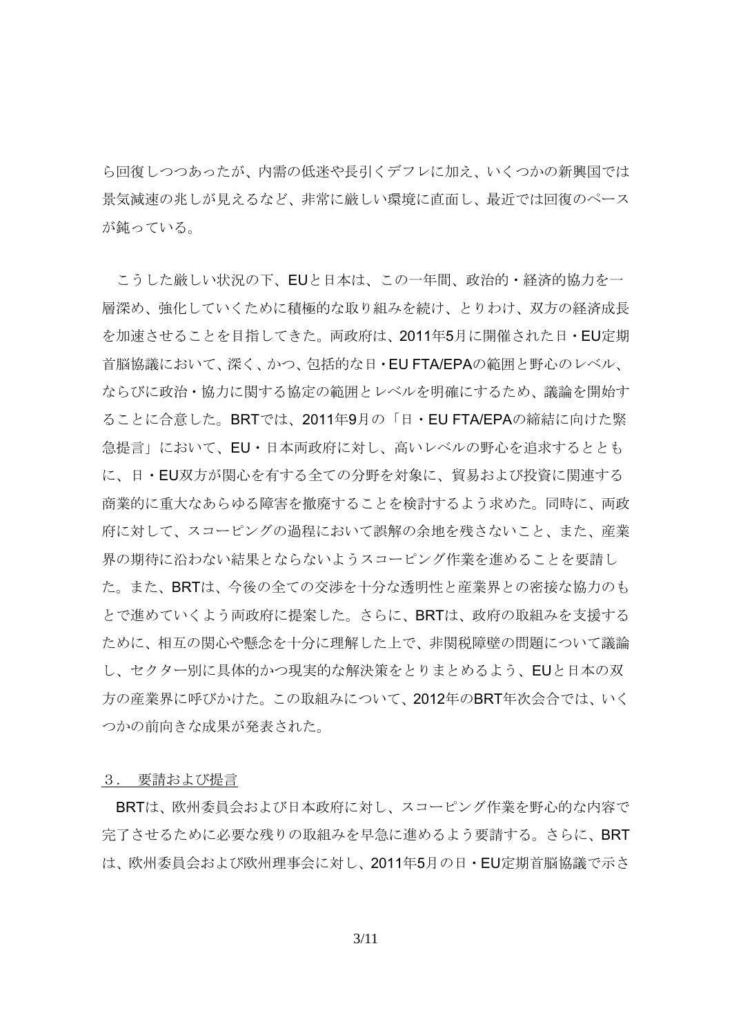ら回復しつつあったが、内需の低迷や長引くデフレに加え、いくつかの新興国では景気減速の兆しが見えるなど、非常に厳しい環境に直面し、最近では回復のペースが鈍っている。

こうした厳しい状況の下、EUと日本は、この一年間、政治的・経済的協力を一層深め、強化していくために積極的な取り組みを続け、とりわけ、双方の経済成長を加速させることを目指してきた。両政府は、2011年5月に開催された日・EU定期首脳協議において、深く、かつ、包括的な日・EU FTA/EPAの範囲と野心のレベル、ならびに政治・協力に関する協定の範囲とレベルを明確にするため、議論を開始することに合意した。BRTでは、2011年9月の「日・EU FTA/EPAの締結に向けた緊急提言」において、EU・日本両政府に対し、高いレベルの野心を追求するとともに、日・EU双方が関心を有する全ての分野を対象に、貿易および投資に関連する商業的に重大なあらゆる障害を撤廃することを検討するよう求めた。同時に、両政府に対して、スコーピングの過程において誤解の余地を残さないこと、また、産業界の期待に沿わない結果とならないようスコーピング作業を進めることを要請した。また、BRTは、今後の全ての交渉を十分な透明性と産業界との密接な協力のもとで進めていくよう両政府に提案した。さらに、BRTは、政府の取組みを支援するために、相互の関心や懸念を十分に理解した上で、非関税障壁の問題について議論し、セクター別に具体的かつ現実的な解決策をとりまとめるよう、EUと日本の双方の産業界に呼びかけた。この取組みについて、2012年のBRT年次会合では、いくつかの前向きな成果が発表された。

## ３． 要請および提言

BRTは、欧州委員会および日本政府に対し、スコーピング作業を野心的な内容で完了させるために必要な残りの取組みを早急に進めるよう要請する。さらに、BRTは、欧州委員会および欧州理事会に対し、2011年5月の日・EU定期首脳協議で示さ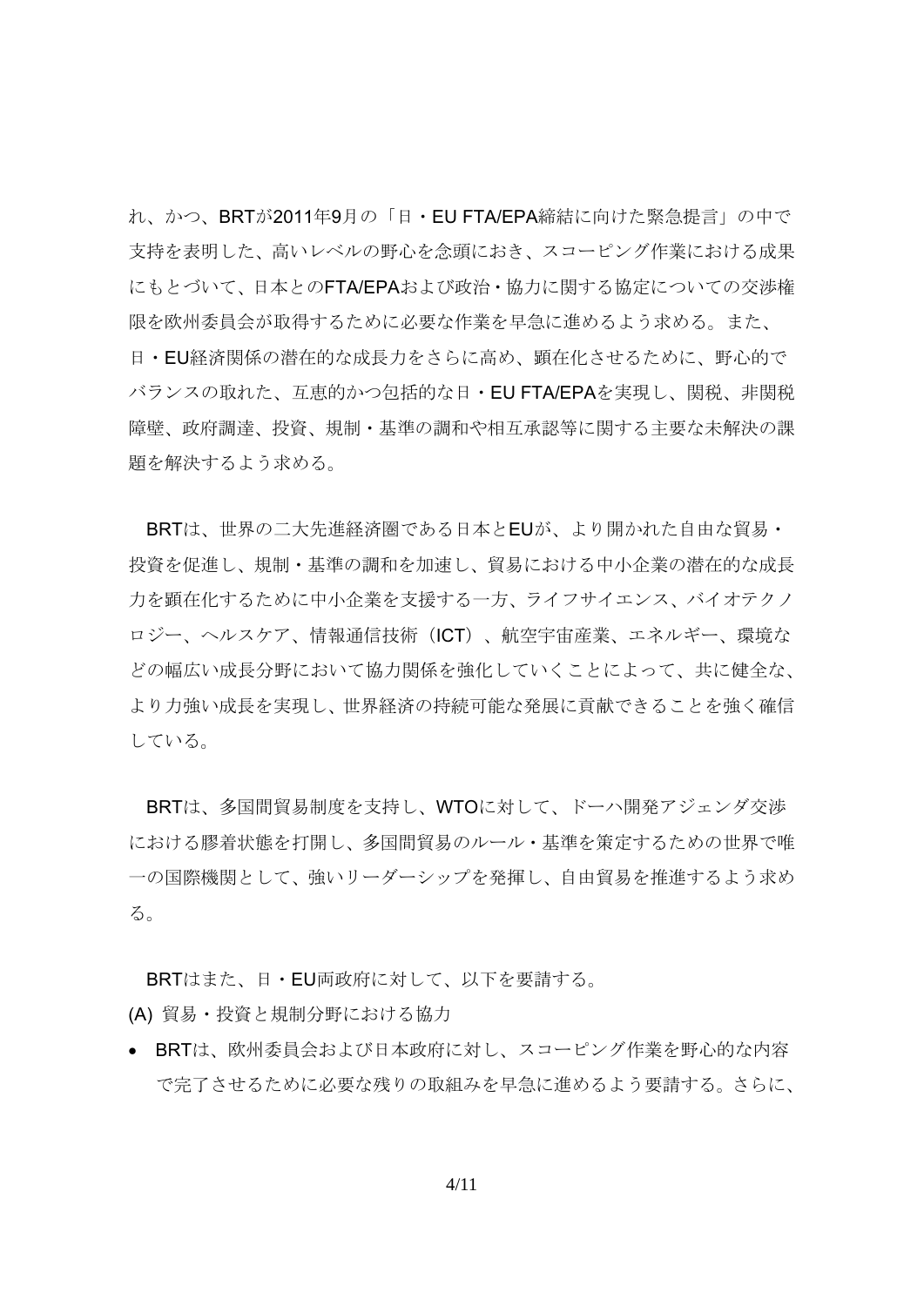れ、かつ、BRTが2011年9月の「日・EU FTA/EPA締結に向けた緊急提言」の中で支持を表明した、高いレベルの野心を念頭におき、スコーピング作業における成果にもとづいて、日本とのFTA/EPAおよび政治・協力に関する協定についての交渉権限を欧州委員会が取得するために必要な作業を早急に進めるよう求める。また、日・EU経済関係の潜在的な成長力をさらに高め、顕在化させるために、野心的でバランスの取れた、互恵的かつ包括的な日・EU FTA/EPAを実現し、関税、非関税障壁、政府調達、投資、規制・基準の調和や相互承認等に関する主要な未解決の課題を解決するよう求める。

BRTは、世界の二大先進経済圏である日本とEUが、より開かれた自由な貿易・投資を促進し、規制・基準の調和を加速し、貿易における中小企業の潜在的な成長力を顕在化するために中小企業を支援する一方、ライフサイエンス、バイオテクノロジー、ヘルスケア、情報通信技術（ICT）、航空宇宙産業、エネルギー、環境などの幅広い成長分野において協力関係を強化していくことによって、共に健全な、より力強い成長を実現し、世界経済の持続可能な発展に貢献できることを強く確信している。

BRTは、多国間貿易制度を支持し、WTOに対して、ドーハ開発アジェンダ交渉における膠着状態を打開し、多国間貿易のルール・基準を策定するための世界で唯一の国際機関として、強いリーダーシップを発揮し、自由貿易を推進するよう求める。

BRTはまた、日・EU両政府に対して、以下を要請する。

(A) 貿易・投資と規制分野における協力

- BRTは、欧州委員会および日本政府に対し、スコーピング作業を野心的な内容で完了させるために必要な残りの取組みを早急に進めるよう要請する。さらに、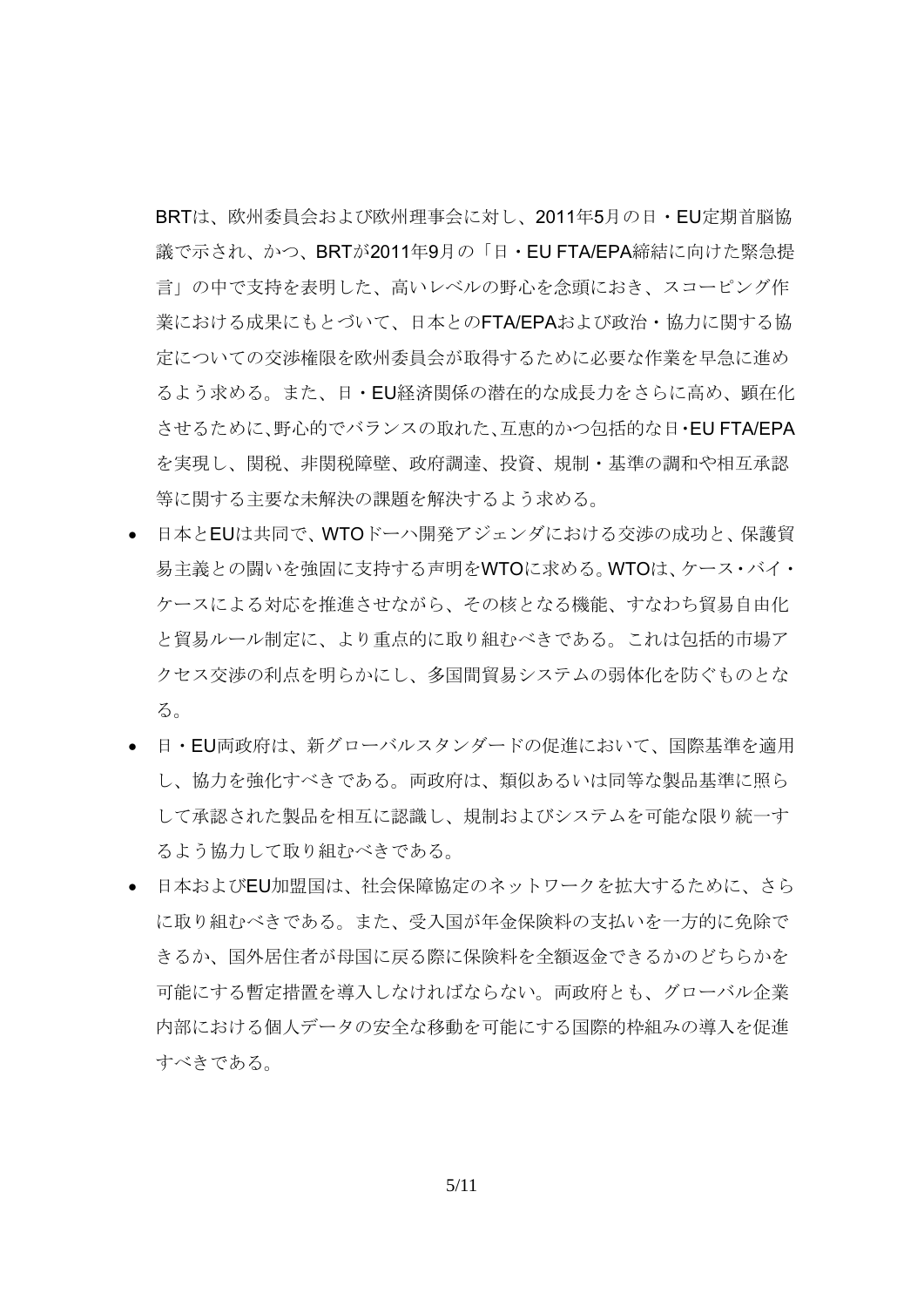BRTは、欧州委員会および欧州理事会に対し、2011年5月の日・EU定期首脳協議で示され、かつ、BRTが2011年9月の「日・EU FTA/EPA締結に向けた緊急提言」の中で支持を表明した、高いレベルの野心を念頭におき、スコーピング作業における成果にもとづいて、日本とのFTA/EPAおよび政治・協力に関する協定についての交渉権限を欧州委員会が取得するために必要な作業を早急に進めるよう求める。また、日・EU経済関係の潜在的な成長力をさらに高め、顕在化させるために、野心的でバランスの取れた、互恵的かつ包括的な日・EU FTA/EPAを実現し、関税、非関税障壁、政府調達、投資、規制・基準の調和や相互承認等に関する主要な未解決の課題を解決するよう求める。

- 日本とEUは共同で、WTOドーハ開発アジェンダにおける交渉の成功と、保護貿易主義との闘いを強固に支持する声明をWTOに求める。WTOは、ケース・バイ・ケースによる対応を推進させながら、その核となる機能、すなわち貿易自由化と貿易ルール制定に、より重点的に取り組むべきである。これは包括的市場アクセス交渉の利点を明らかにし、多国間貿易システムの弱体化を防ぐものとなる。
- 日・EU両政府は、新グローバルスタンダードの促進において、国際基準を適用し、協力を強化すべきである。両政府は、類似あるいは同等な製品基準に照らして承認された製品を相互に認識し、規制およびシステムを可能な限り統一するよう協力して取り組むべきである。
- 日本およびEU加盟国は、社会保障協定のネットワークを拡大するために、さらに取り組むべきである。また、受入国が年金保険料の支払いを一方的に免除できるか、国外居住者が母国に戻る際に保険料を全額返金できるかのどちらかを可能にする暫定措置を導入しなければならない。両政府とも、グローバル企業内部における個人データの安全な移動を可能にする国際的枠組みの導入を促進すべきである。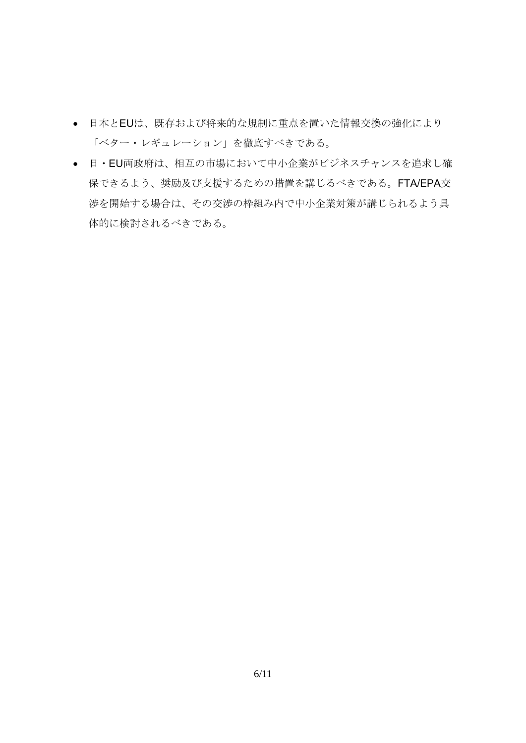- 日本とEUは、既存および将来的な規制に重点を置いた情報交換の強化により「ベター・レギュレーション」を徹底すべきである。
- 日・EU両政府は、相互の市場において中小企業がビジネスチャンスを追求し確保できるよう、奨励及び支援するための措置を講じるべきである。FTA/EPA交渉を開始する場合は、その交渉の枠組み内で中小企業対策が講じられるよう具体的に検討されるべきである。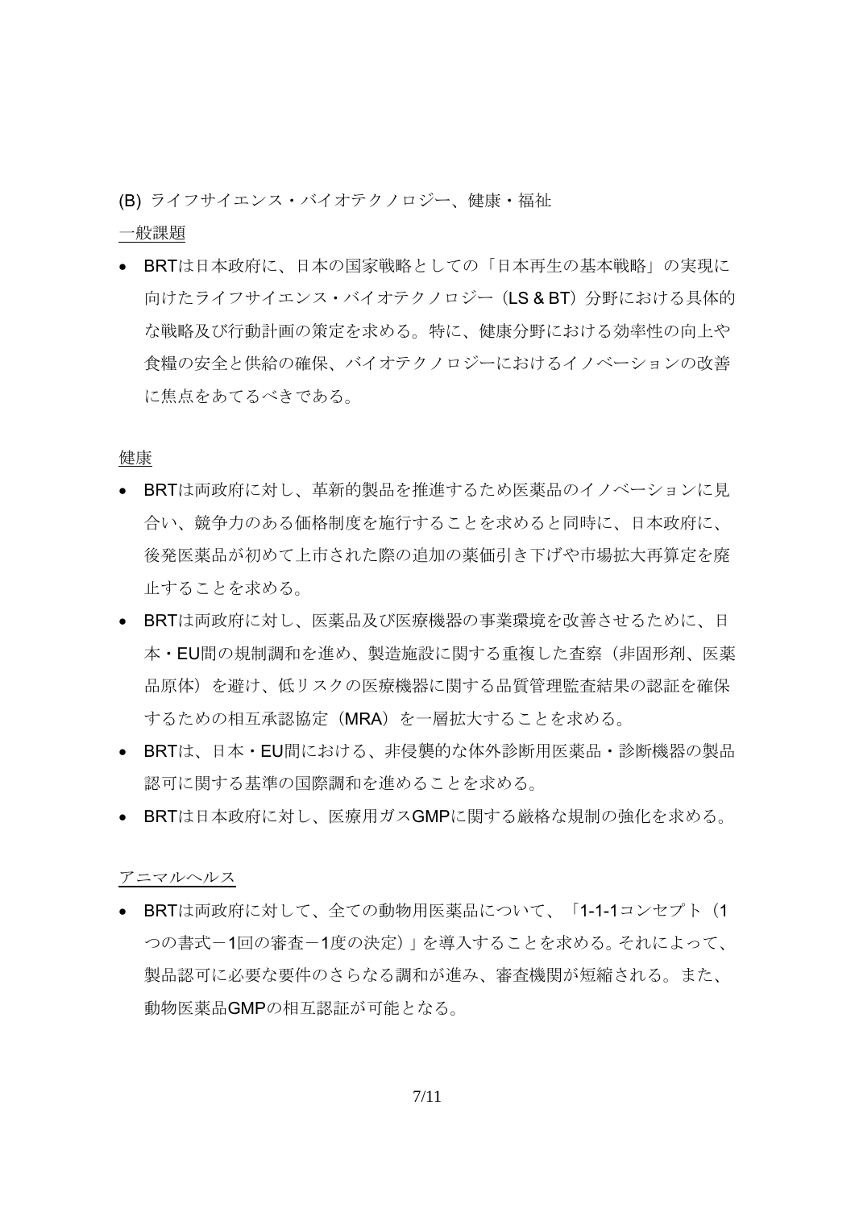(B) ライフサイエンス・バイオテクノロジー、健康・福祉

一般課題

- BRTは日本政府に、日本の国家戦略としての「日本再生の基本戦略」の実現に向けたライフサイエンス・バイオテクノロジー（LS & BT）分野における具体的な戦略及び行動計画の策定を求める。特に、健康分野における効率性の向上や食糧の安全と供給の確保、バイオテクノロジーにおけるイノベーションの改善に焦点をあてるべきである。

健康

- BRTは両政府に対し、革新的製品を推進するため医薬品のイノベーションに見合い、競争力のある価格制度を施行することを求めると同時に、日本政府に、後発医薬品が初めて上市された際の追加の薬価引き下げや市場拡大再算定を廃止することを求める。
- BRTは両政府に対し、医薬品及び医療機器の事業環境を改善させるために、日本・EU間の規制調和を進め、製造施設に関する重複した査察（非固形剤、医薬品原体）を避け、低リスクの医療機器に関する品質管理監査結果の認証を確保するための相互承認協定（MRA）を一層拡大することを求める。
- BRTは、日本・EU間における、非侵襲的な体外診断用医薬品・診断機器の製品認可に関する基準の国際調和を進めることを求める。
- BRTは日本政府に対し、医療用ガスGMPに関する厳格な規制の強化を求める。

アニマルヘルス

- BRTは両政府に対して、全ての動物用医薬品について、「1-1-1コンセプト（1つの書式－1回の審査－1度の決定）」を導入することを求める。それによって、製品認可に必要な要件のさらなる調和が進み、審査機関が短縮される。また、動物医薬品GMPの相互認証が可能となる。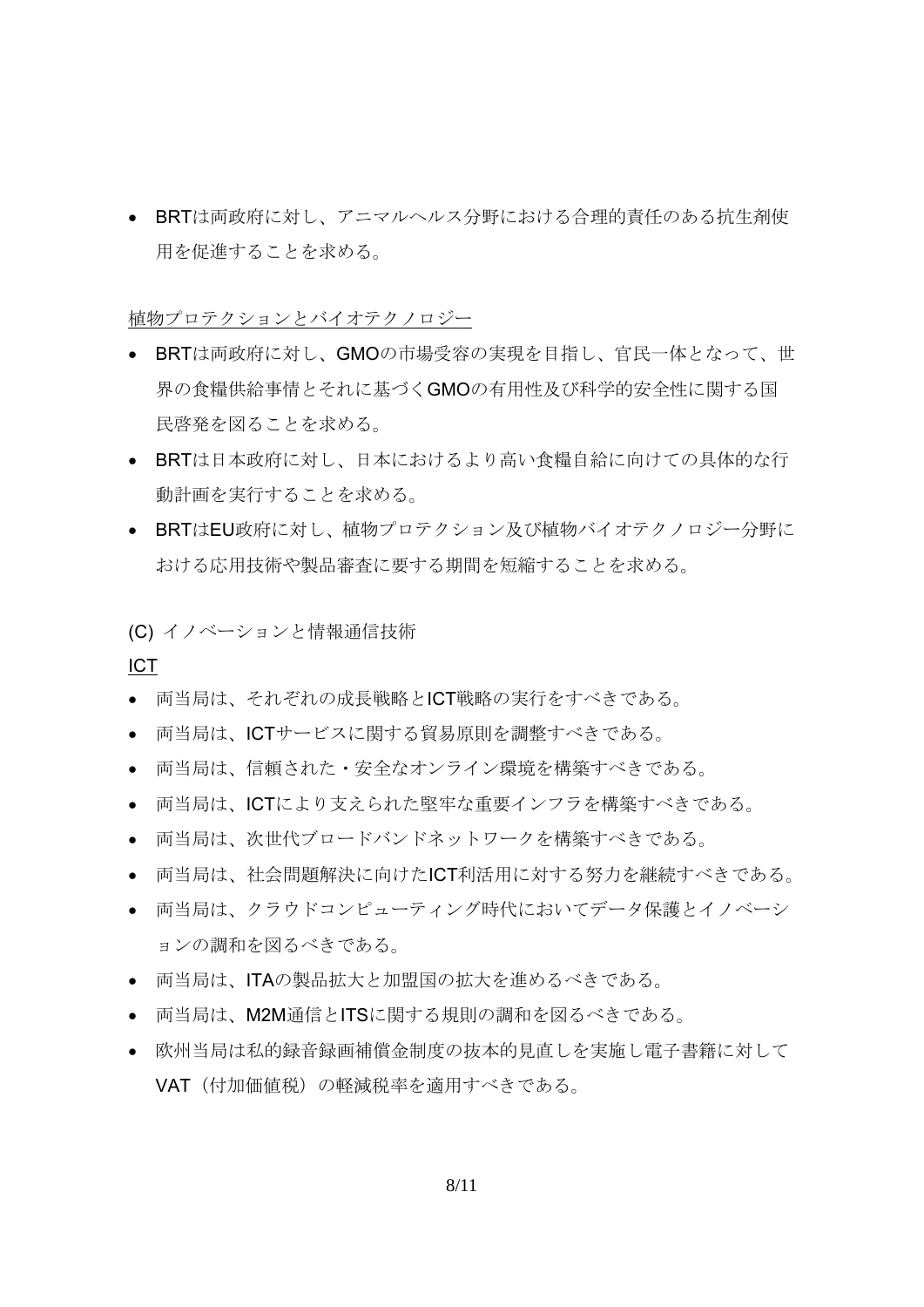- BRTは両政府に対し、アニマルヘルス分野における合理的責任のある抗生剤使用を促進することを求める。

<u>植物プロテクションとバイオテクノロジー</u>

- BRTは両政府に対し、GMOの市場受容の実現を目指し、官民一体となって、世界の食糧供給事情とそれに基づくGMOの有用性及び科学的安全性に関する国民啓発を図ることを求める。
- BRTは日本政府に対し、日本におけるより高い食糧自給に向けての具体的な行動計画を実行することを求める。
- BRTはEU政府に対し、植物プロテクション及び植物バイオテクノロジー分野における応用技術や製品審査に要する期間を短縮することを求める。

(C) イノベーションと情報通信技術

<u>ICT</u>

- 両当局は、それぞれの成長戦略とICT戦略の実行をすべきである。
- 両当局は、ICTサービスに関する貿易原則を調整すべきである。
- 両当局は、信頼された・安全なオンライン環境を構築すべきである。
- 両当局は、ICTにより支えられた堅牢な重要インフラを構築すべきである。
- 両当局は、次世代ブロードバンドネットワークを構築すべきである。
- 両当局は、社会問題解決に向けたICT利活用に対する努力を継続すべきである。
- 両当局は、クラウドコンピューティング時代においてデータ保護とイノベーションの調和を図るべきである。
- 両当局は、ITAの製品拡大と加盟国の拡大を進めるべきである。
- 両当局は、M2M通信とITSに関する規則の調和を図るべきである。
- 欧州当局は私的録音録画補償金制度の抜本的見直しを実施し電子書籍に対してVAT（付加価値税）の軽減税率を適用すべきである。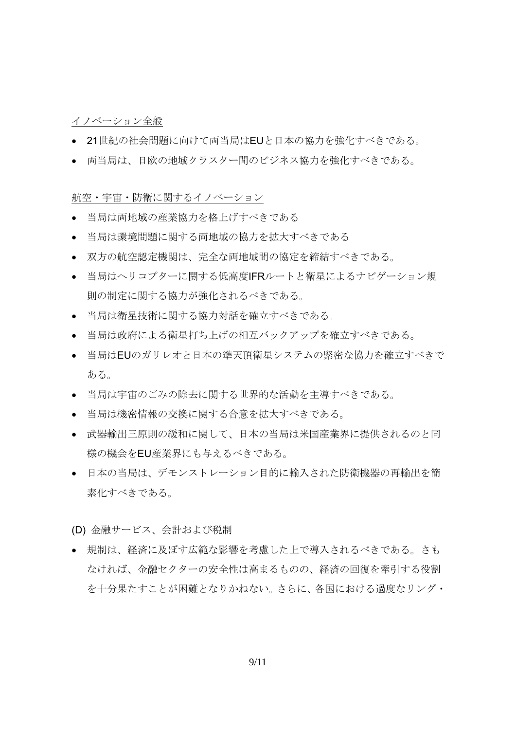イノベーション全般

- 21世紀の社会問題に向けて両当局はEUと日本の協力を強化すべきである。
- 両当局は、日欧の地域クラスター間のビジネス協力を強化すべきである。

航空・宇宙・防衛に関するイノベーション

- 当局は両地域の産業協力を格上げすべきである
- 当局は環境問題に関する両地域の協力を拡大すべきである
- 双方の航空認定機関は、完全な両地域間の協定を締結すべきである。
- 当局はヘリコプターに関する低高度IFRルートと衛星によるナビゲーション規則の制定に関する協力が強化されるべきである。
- 当局は衛星技術に関する協力対話を確立すべきである。
- 当局は政府による衛星打ち上げの相互バックアップを確立すべきである。
- 当局はEUのガリレオと日本の準天頂衛星システムの緊密な協力を確立すべきである。
- 当局は宇宙のごみの除去に関する世界的な活動を主導すべきである。
- 当局は機密情報の交換に関する合意を拡大すべきである。
- 武器輸出三原則の緩和に関して、日本の当局は米国産業界に提供されるのと同様の機会をEU産業界にも与えるべきである。
- 日本の当局は、デモンストレーション目的に輸入された防衛機器の再輸出を簡素化すべきである。

(D) 金融サービス、会計および税制

- 規制は、経済に及ぼす広範な影響を考慮した上で導入されるべきである。さもなければ、金融セクターの安全性は高まるものの、経済の回復を牽引する役割を十分果たすことが困難となりかねない。さらに、各国における過度なリング・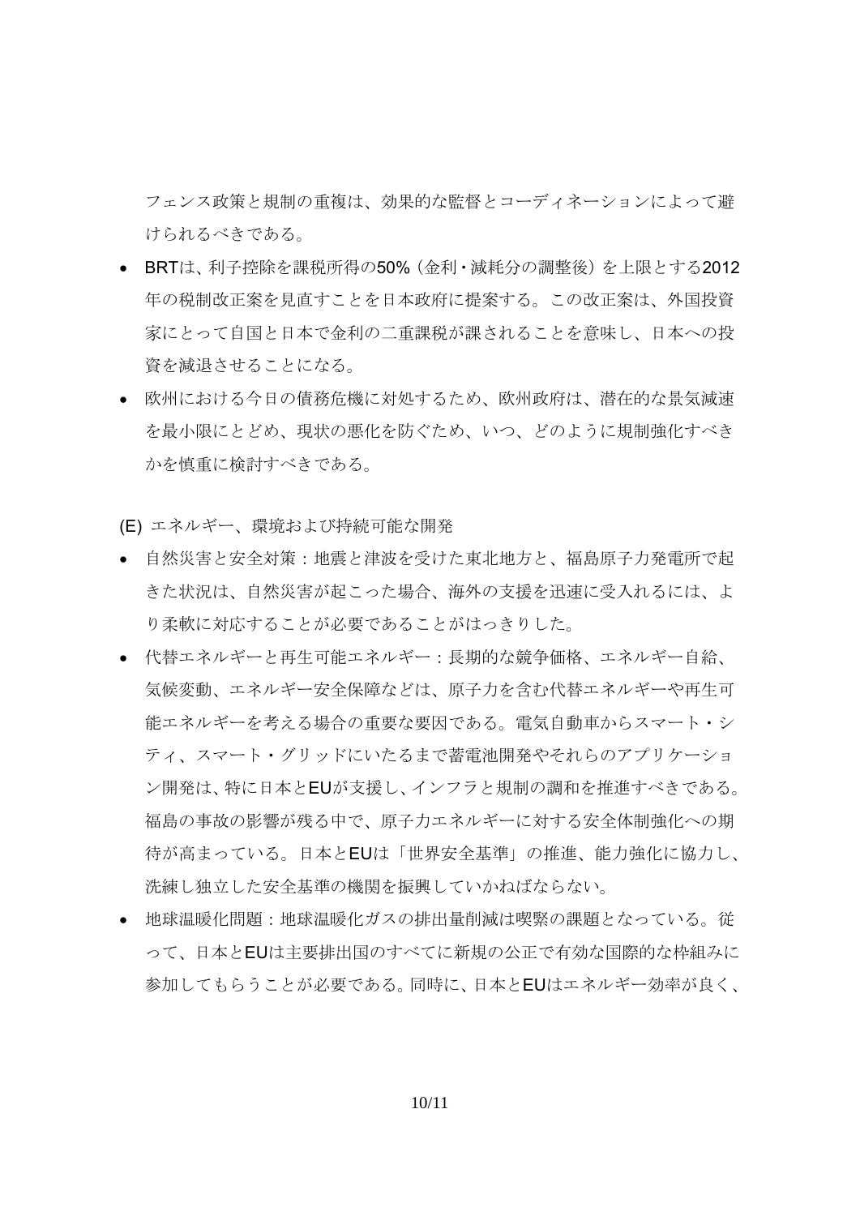フェンス政策と規制の重複は、効果的な監督とコーディネーションによって避けられるべきである。

- BRTは、利子控除を課税所得の50%（金利・減耗分の調整後）を上限とする2012年の税制改正案を見直すことを日本政府に提案する。この改正案は、外国投資家にとって自国と日本で金利の二重課税が課されることを意味し、日本への投資を減退させることになる。
- 欧州における今日の債務危機に対処するため、欧州政府は、潜在的な景気減速を最小限にとどめ、現状の悪化を防ぐため、いつ、どのように規制強化すべきかを慎重に検討すべきである。

(E) エネルギー、環境および持続可能な開発

- 自然災害と安全対策：地震と津波を受けた東北地方と、福島原子力発電所で起きた状況は、自然災害が起こった場合、海外の支援を迅速に受入れるには、より柔軟に対応することが必要であることがはっきりした。
- 代替エネルギーと再生可能エネルギー：長期的な競争価格、エネルギー自給、気候変動、エネルギー安全保障などは、原子力を含む代替エネルギーや再生可能エネルギーを考える場合の重要な要因である。電気自動車からスマート・シティ、スマート・グリッドにいたるまで蓄電池開発やそれらのアプリケーション開発は、特に日本とEUが支援し、インフラと規制の調和を推進すべきである。福島の事故の影響が残る中で、原子力エネルギーに対する安全体制強化への期待が高まっている。日本とEUは「世界安全基準」の推進、能力強化に協力し、洗練し独立した安全基準の機関を振興していかねばならない。
- 地球温暖化問題：地球温暖化ガスの排出量削減は喫緊の課題となっている。従って、日本とEUは主要排出国のすべてに新規の公正で有効な国際的な枠組みに参加してもらうことが必要である。同時に、日本とEUはエネルギー効率が良く、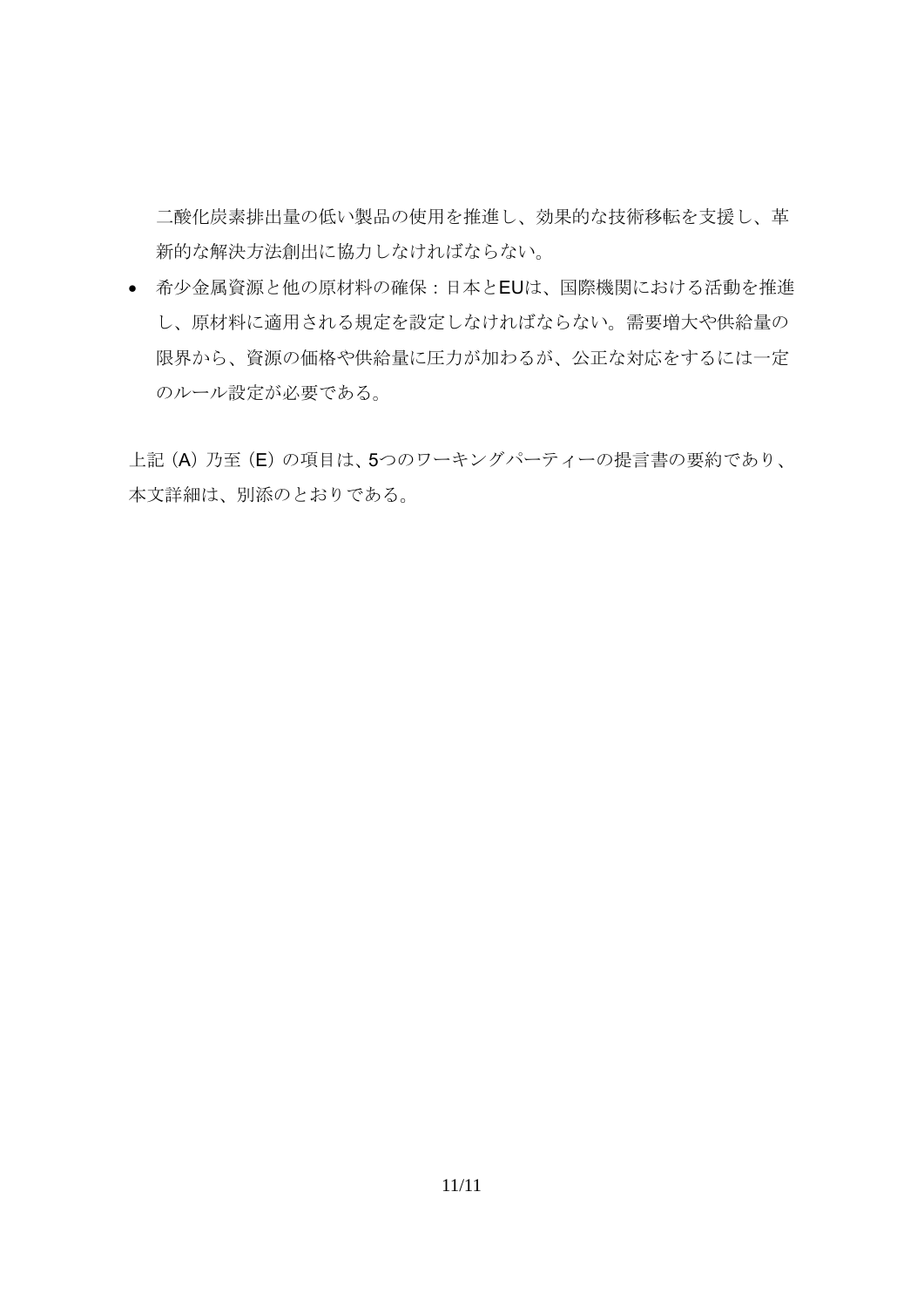二酸化炭素排出量の低い製品の使用を推進し、効果的な技術移転を支援し、革新的な解決方法創出に協力しなければならない。

- 希少金属資源と他の原材料の確保：日本とEUは、国際機関における活動を推進し、原材料に適用される規定を設定しなければならない。需要増大や供給量の限界から、資源の価格や供給量に圧力が加わるが、公正な対応をするには一定のルール設定が必要である。

上記（A）乃至（E）の項目は、5つのワーキングパーティーの提言書の要約であり、本文詳細は、別添のとおりである。